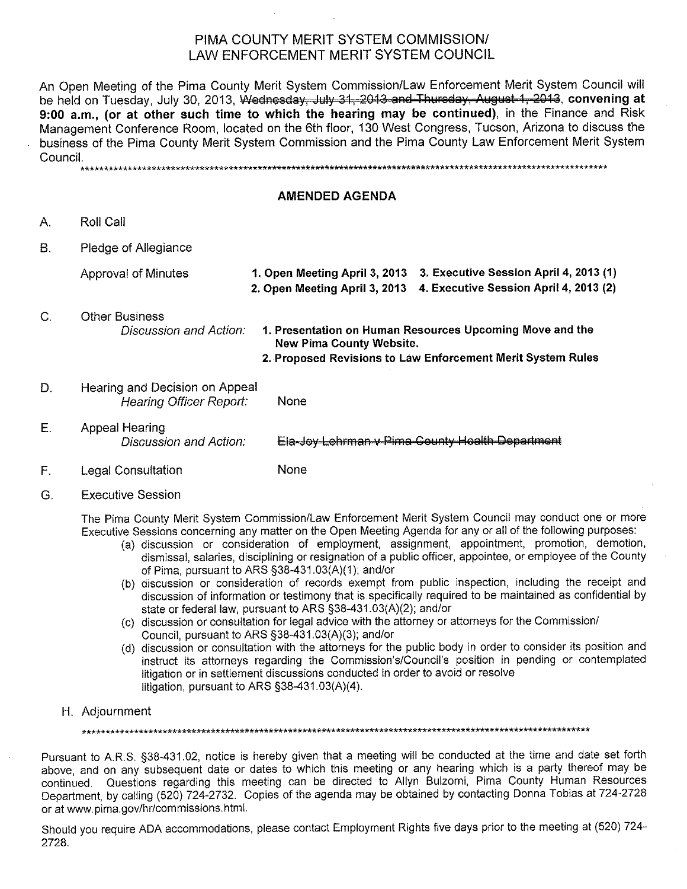# PIMA COUNTY MERIT SYSTEM COMMISSION/ LAW ENFORCEMENT MERIT SYSTEM COUNCIL

An Open Meeting of the Pima County Merit System Commission/Law Enforcement Merit System Council will be held on Tuesday, July 30, 2013, ~~Wednesday, July 31, 2013 and Thursday, August 1, 2013~~, **convening at 9:00 a.m., (or at other such time to which the hearing may be continued)**, in the Finance and Risk Management Conference Room, located on the 6th floor, 130 West Congress, Tucson, Arizona to discuss the business of the Pima County Merit System Commission and the Pima County Law Enforcement Merit System Council.

*******************************************************************************************************

## AMENDED AGENDA

A. Roll Call

B. Pledge of Allegiance

Approval of Minutes

- **1. Open Meeting April 3, 2013**
- **2. Open Meeting April 3, 2013**
- **3. Executive Session April 4, 2013 (1)**
- **4. Executive Session April 4, 2013 (2)**

C. Other Business

*Discussion and Action:*

1. **Presentation on Human Resources Upcoming Move and the New Pima County Website.**
2. **Proposed Revisions to Law Enforcement Merit System Rules**

D. Hearing and Decision on Appeal

*Hearing Officer Report:* None

E. Appeal Hearing

*Discussion and Action:* ~~Ela-Joy Lehrman v Pima County Health Department~~

F. Legal Consultation None

G. Executive Session

The Pima County Merit System Commission/Law Enforcement Merit System Council may conduct one or more Executive Sessions concerning any matter on the Open Meeting Agenda for any or all of the following purposes:

(a) discussion or consideration of employment, assignment, appointment, promotion, demotion, dismissal, salaries, disciplining or resignation of a public officer, appointee, or employee of the County of Pima, pursuant to ARS §38-431.03(A)(1); and/or

(b) discussion or consideration of records exempt from public inspection, including the receipt and discussion of information or testimony that is specifically required to be maintained as confidential by state or federal law, pursuant to ARS §38-431.03(A)(2); and/or

(c) discussion or consultation for legal advice with the attorney or attorneys for the Commission/ Council, pursuant to ARS §38-431.03(A)(3); and/or

(d) discussion or consultation with the attorneys for the public body in order to consider its position and instruct its attorneys regarding the Commission's/Council's position in pending or contemplated litigation or in settlement discussions conducted in order to avoid or resolve litigation, pursuant to ARS §38-431.03(A)(4).

H. Adjournment

*******************************************************************************************************

Pursuant to A.R.S. §38-431.02, notice is hereby given that a meeting will be conducted at the time and date set forth above, and on any subsequent date or dates to which this meeting or any hearing which is a party thereof may be continued. Questions regarding this meeting can be directed to Allyn Bulzomi, Pima County Human Resources Department, by calling (520) 724-2732. Copies of the agenda may be obtained by contacting Donna Tobias at 724-2728 or at www.pima.gov/hr/commissions.html.

Should you require ADA accommodations, please contact Employment Rights five days prior to the meeting at (520) 724-2728.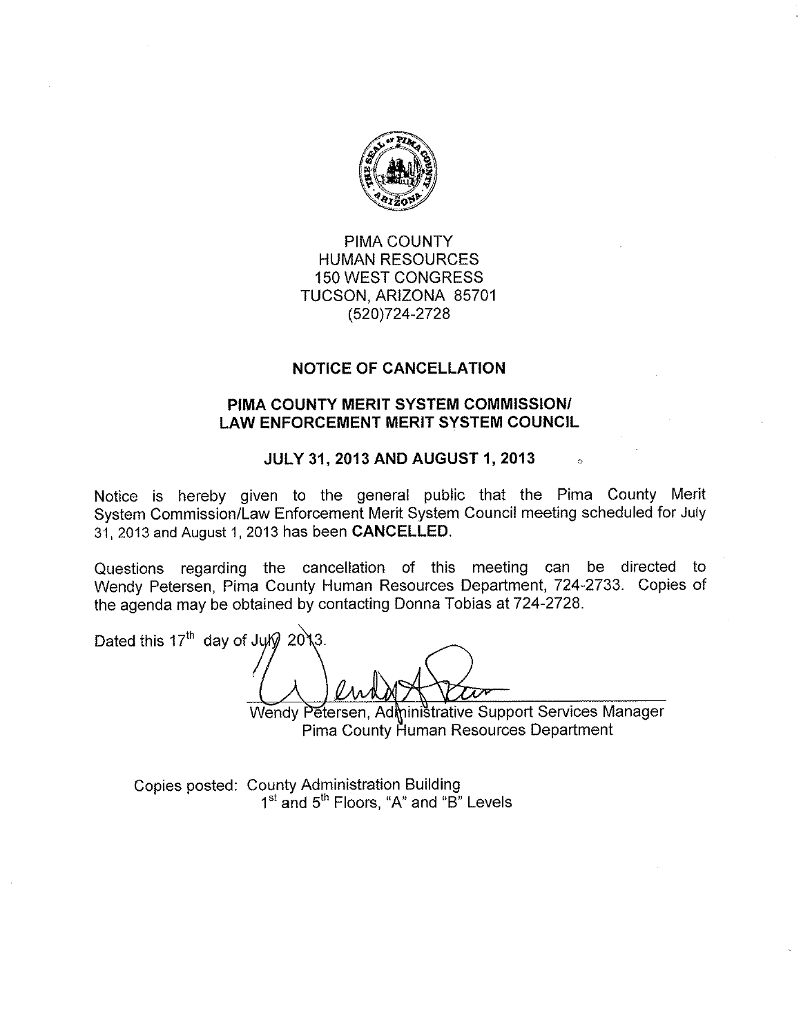PIMA COUNTY
HUMAN RESOURCES
150 WEST CONGRESS
TUCSON, ARIZONA 85701
(520)724-2728

## NOTICE OF CANCELLATION

## PIMA COUNTY MERIT SYSTEM COMMISSION/ LAW ENFORCEMENT MERIT SYSTEM COUNCIL

## JULY 31, 2013 AND AUGUST 1, 2013

Notice is hereby given to the general public that the Pima County Merit System Commission/Law Enforcement Merit System Council meeting scheduled for July 31, 2013 and August 1, 2013 has been **CANCELLED**.

Questions regarding the cancellation of this meeting can be directed to Wendy Petersen, Pima County Human Resources Department, 724-2733. Copies of the agenda may be obtained by contacting Donna Tobias at 724-2728.

Dated this 17th day of July 2013.

Wendy Petersen, Administrative Support Services Manager
Pima County Human Resources Department

Copies posted: County Administration Building
1st and 5th Floors, "A" and "B" Levels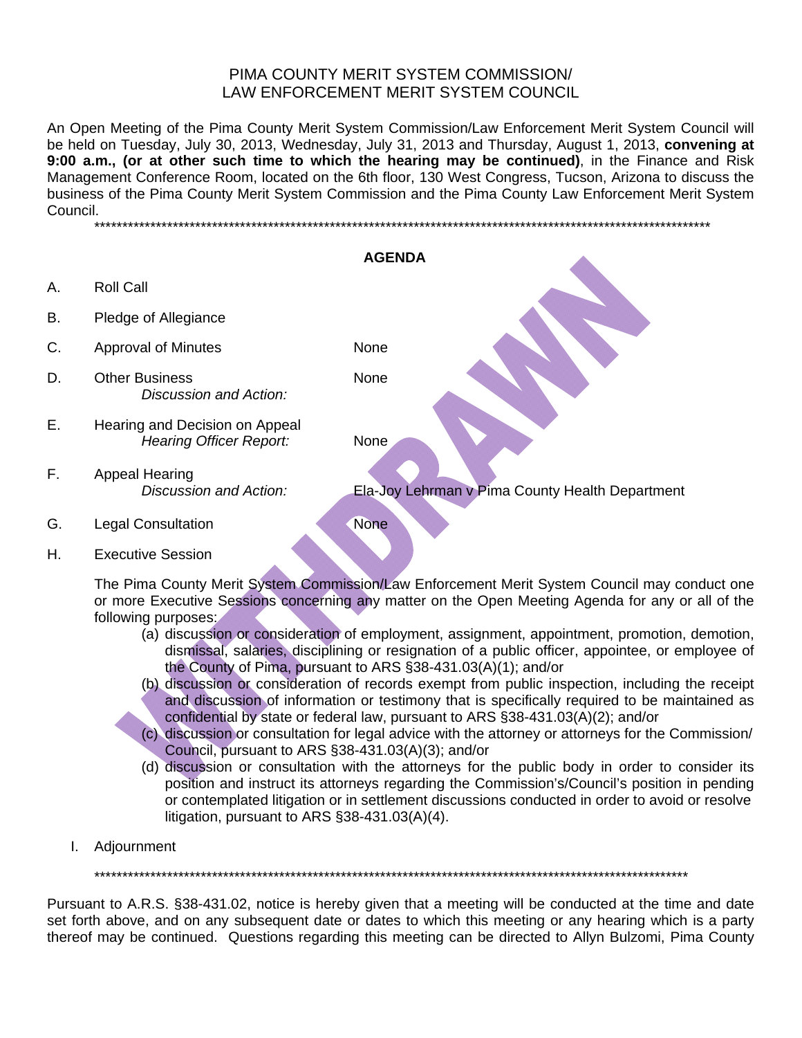PIMA COUNTY MERIT SYSTEM COMMISSION/
LAW ENFORCEMENT MERIT SYSTEM COUNCIL

An Open Meeting of the Pima County Merit System Commission/Law Enforcement Merit System Council will be held on Tuesday, July 30, 2013, Wednesday, July 31, 2013 and Thursday, August 1, 2013, **convening at 9:00 a.m., (or at other such time to which the hearing may be continued)**, in the Finance and Risk Management Conference Room, located on the 6th floor, 130 West Congress, Tucson, Arizona to discuss the business of the Pima County Merit System Commission and the Pima County Law Enforcement Merit System Council.

***************************************************************************************************************

**AGENDA**

WITHDRAWN

A. Roll Call

B. Pledge of Allegiance

C. Approval of Minutes — None

D. Other Business
*Discussion and Action:* — None

E. Hearing and Decision on Appeal
*Hearing Officer Report:* — None

F. Appeal Hearing
*Discussion and Action:* — Ela-Joy Lehrman v Pima County Health Department

G. Legal Consultation — None

H. Executive Session

The Pima County Merit System Commission/Law Enforcement Merit System Council may conduct one or more Executive Sessions concerning any matter on the Open Meeting Agenda for any or all of the following purposes:

(a) discussion or consideration of employment, assignment, appointment, promotion, demotion, dismissal, salaries, disciplining or resignation of a public officer, appointee, or employee of the County of Pima, pursuant to ARS §38-431.03(A)(1); and/or

(b) discussion or consideration of records exempt from public inspection, including the receipt and discussion of information or testimony that is specifically required to be maintained as confidential by state or federal law, pursuant to ARS §38-431.03(A)(2); and/or

(c) discussion or consultation for legal advice with the attorney or attorneys for the Commission/Council, pursuant to ARS §38-431.03(A)(3); and/or

(d) discussion or consultation with the attorneys for the public body in order to consider its position and instruct its attorneys regarding the Commission's/Council's position in pending or contemplated litigation or in settlement discussions conducted in order to avoid or resolve litigation, pursuant to ARS §38-431.03(A)(4).

I. Adjournment

***************************************************************************************************************

Pursuant to A.R.S. §38-431.02, notice is hereby given that a meeting will be conducted at the time and date set forth above, and on any subsequent date or dates to which this meeting or any hearing which is a party thereof may be continued. Questions regarding this meeting can be directed to Allyn Bulzomi, Pima County